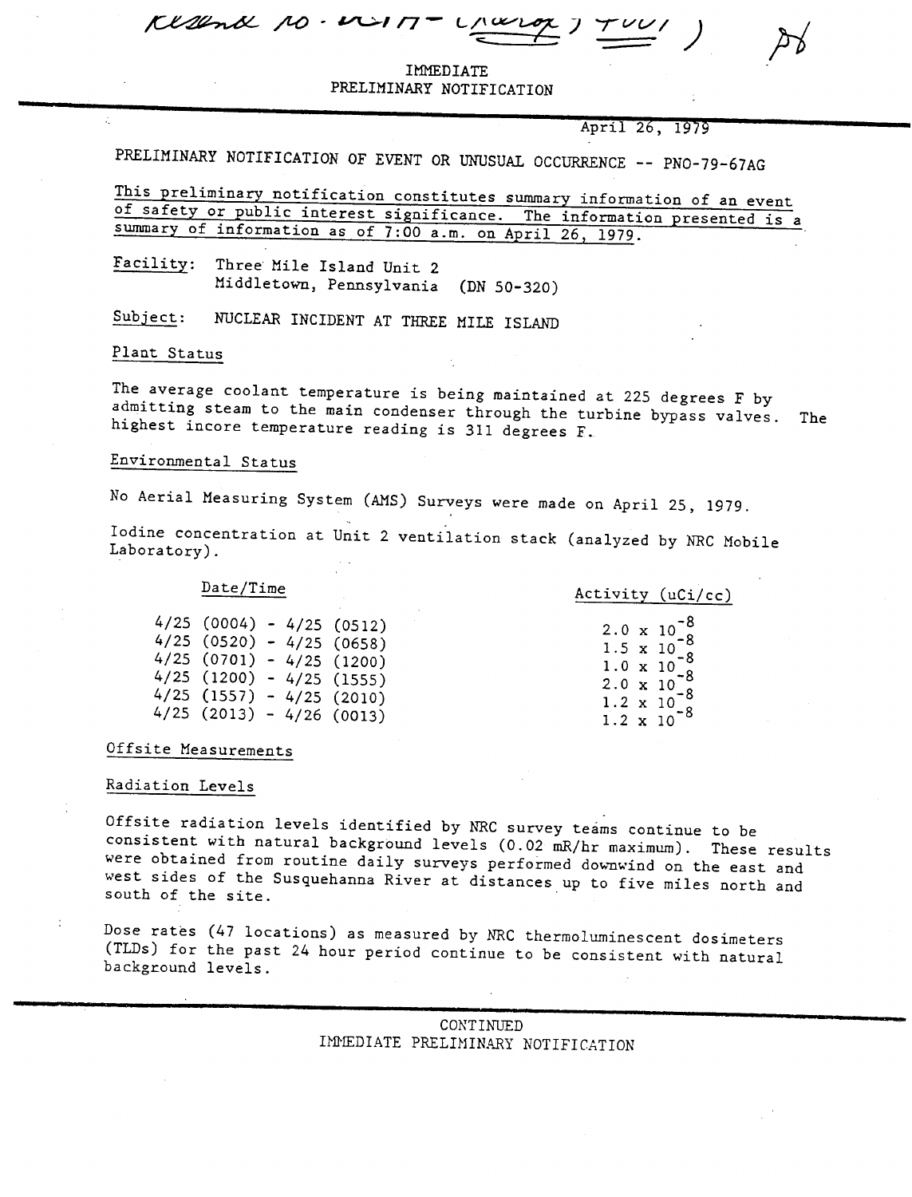IMMEDIATE
PRELIMINARY NOTIFICATION

April 26, 1979

PRELIMINARY NOTIFICATION OF EVENT OR UNUSUAL OCCURRENCE -- PNO-79-67AG

This preliminary notification constitutes summary information of an event of safety or public interest significance. The information presented is a summary of information as of 7:00 a.m. on April 26, 1979.

Facility: Three Mile Island Unit 2
Middletown, Pennsylvania (DN 50-320)

Subject: NUCLEAR INCIDENT AT THREE MILE ISLAND

Plant Status

The average coolant temperature is being maintained at 225 degrees F by admitting steam to the main condenser through the turbine bypass valves. The highest incore temperature reading is 311 degrees F.

Environmental Status

No Aerial Measuring System (AMS) Surveys were made on April 25, 1979.

Iodine concentration at Unit 2 ventilation stack (analyzed by NRC Mobile Laboratory).

| Date/Time | Activity (uCi/cc) |
|---|---|
| 4/25 (0004) - 4/25 (0512) | $2.0 \times 10^{-8}$ |
| 4/25 (0520) - 4/25 (0658) | $1.5 \times 10^{-8}$ |
| 4/25 (0701) - 4/25 (1200) | $1.0 \times 10^{-8}$ |
| 4/25 (1200) - 4/25 (1555) | $2.0 \times 10^{-8}$ |
| 4/25 (1557) - 4/25 (2010) | $1.2 \times 10^{-8}$ |
| 4/25 (2013) - 4/26 (0013) | $1.2 \times 10^{-8}$ |

Offsite Measurements

Radiation Levels

Offsite radiation levels identified by NRC survey teams continue to be consistent with natural background levels (0.02 mR/hr maximum). These results were obtained from routine daily surveys performed downwind on the east and west sides of the Susquehanna River at distances up to five miles north and south of the site.

Dose rates (47 locations) as measured by NRC thermoluminescent dosimeters (TLDs) for the past 24 hour period continue to be consistent with natural background levels.

CONTINUED
IMMEDIATE PRELIMINARY NOTIFICATION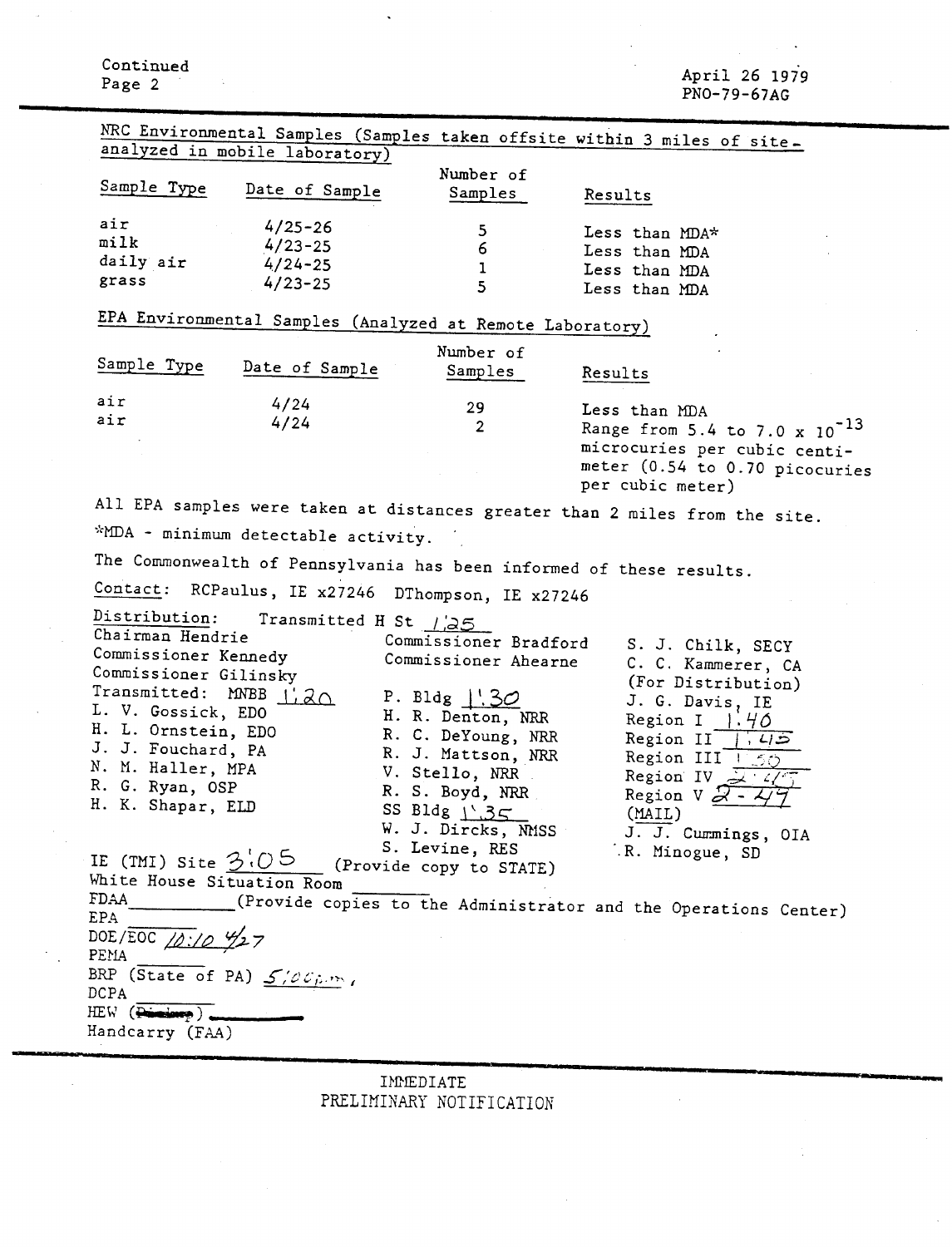Continued
Page 2

April 26 1979
PNO-79-67AG

NRC Environmental Samples (Samples taken offsite within 3 miles of site - analyzed in mobile laboratory)

| Sample Type | Date of Sample | Number of Samples | Results |
|---|---|---|---|
| air | 4/25-26 | 5 | Less than MDA* |
| milk | 4/23-25 | 6 | Less than MDA |
| daily air | 4/24-25 | 1 | Less than MDA |
| grass | 4/23-25 | 5 | Less than MDA |

EPA Environmental Samples (Analyzed at Remote Laboratory)

| Sample Type | Date of Sample | Number of Samples | Results |
|---|---|---|---|
| air | 4/24 | 29 | Less than MDA |
| air | 4/24 | 2 | Range from 5.4 to 7.0 x $10^{-13}$ microcuries per cubic centimeter (0.54 to 0.70 picocuries per cubic meter) |

All EPA samples were taken at distances greater than 2 miles from the site.

*MDA - minimum detectable activity.

The Commonwealth of Pennsylvania has been informed of these results.

Contact: RCPaulus, IE x27246 DThompson, IE x27246

Distribution: Transmitted H St 1:25

Chairman Hendrie
Commissioner Kennedy
Commissioner Gilinsky
Transmitted: MNBB 1:20
L. V. Gossick, EDO
H. L. Ornstein, EDO
J. J. Fouchard, PA
N. M. Haller, MPA
R. G. Ryan, OSP
H. K. Shapar, ELD

Commissioner Bradford
Commissioner Ahearne

P. Bldg 1:30
H. R. Denton, NRR
R. C. DeYoung, NRR
R. J. Mattson, NRR
V. Stello, NRR
R. S. Boyd, NRR
SS Bldg 1:35
W. J. Dircks, NMSS
S. Levine, RES

S. J. Chilk, SECY
C. C. Kammerer, CA (For Distribution)
J. G. Davis, IE
Region I 1:40
Region II 1:45
Region III 1:50
Region IV 2:45
Region V 2-47
(MAIL)
J. J. Cummings, OIA
R. Minogue, SD

IE (TMI) Site 3:05 (Provide copy to STATE)
White House Situation Room ______
FDAA ______ (Provide copies to the Administrator and the Operations Center)
EPA ______
DOE/EOC 10:10 4/27
PEMA ______
BRP (State of PA) 5:00p.m.
DCPA ______
HEW (~~Pinkham~~) ______
Handcarry (FAA)

IMMEDIATE
PRELIMINARY NOTIFICATION